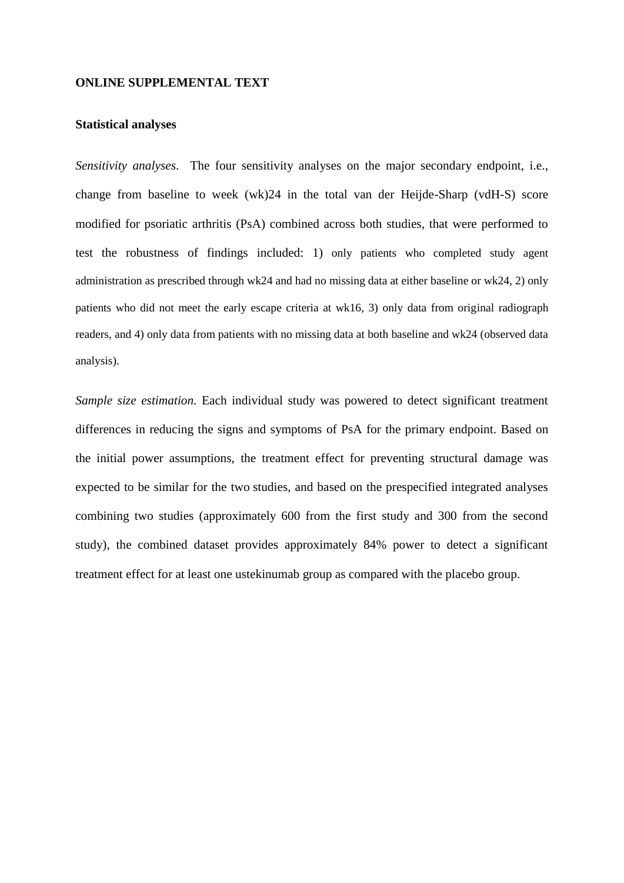# ONLINE SUPPLEMENTAL TEXT

## Statistical analyses

*Sensitivity analyses*. The four sensitivity analyses on the major secondary endpoint, i.e., change from baseline to week (wk)24 in the total van der Heijde-Sharp (vdH-S) score modified for psoriatic arthritis (PsA) combined across both studies, that were performed to test the robustness of findings included: 1) only patients who completed study agent administration as prescribed through wk24 and had no missing data at either baseline or wk24, 2) only patients who did not meet the early escape criteria at wk16, 3) only data from original radiograph readers, and 4) only data from patients with no missing data at both baseline and wk24 (observed data analysis).

*Sample size estimation.* Each individual study was powered to detect significant treatment differences in reducing the signs and symptoms of PsA for the primary endpoint. Based on the initial power assumptions, the treatment effect for preventing structural damage was expected to be similar for the two studies, and based on the prespecified integrated analyses combining two studies (approximately 600 from the first study and 300 from the second study), the combined dataset provides approximately 84% power to detect a significant treatment effect for at least one ustekinumab group as compared with the placebo group.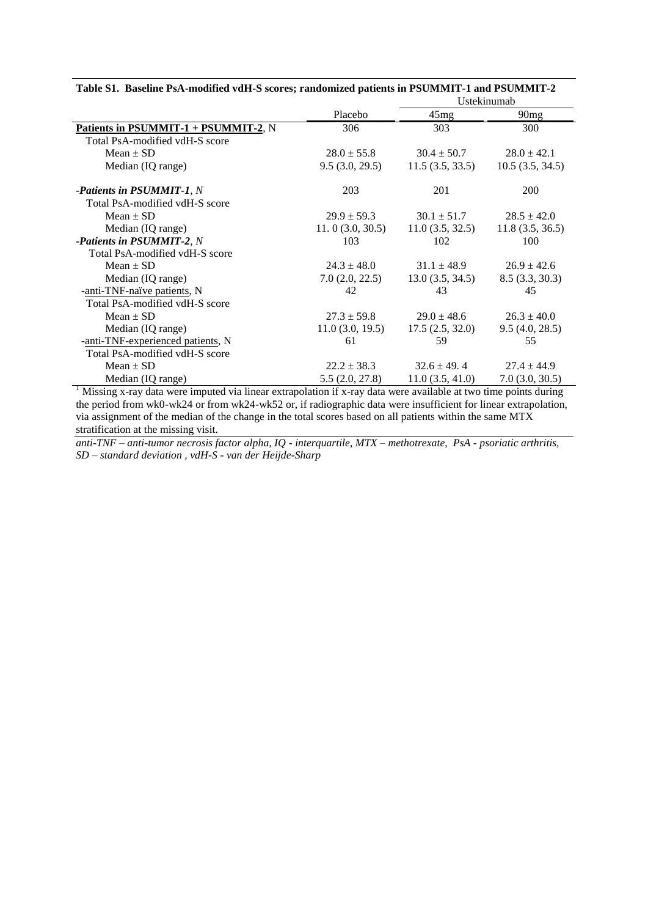**Table S1. Baseline PsA-modified vdH-S scores; randomized patients in PSUMMIT-1 and PSUMMIT-2**

| | Placebo | Ustekinumab | |
|---|---|---|---|
| | | 45mg | 90mg |
| **Patients in PSUMMIT-1 + PSUMMIT-2**, N | 306 | 303 | 300 |
| Total PsA-modified vdH-S score | | | |
| Mean ± SD | 28.0 ± 55.8 | 30.4 ± 50.7 | 28.0 ± 42.1 |
| Median (IQ range) | 9.5 (3.0, 29.5) | 11.5 (3.5, 33.5) | 10.5 (3.5, 34.5) |
| *-Patients in PSUMMIT-1, N* | 203 | 201 | 200 |
| Total PsA-modified vdH-S score | | | |
| Mean ± SD | 29.9 ± 59.3 | 30.1 ± 51.7 | 28.5 ± 42.0 |
| Median (IQ range) | 11. 0 (3.0, 30.5) | 11.0 (3.5, 32.5) | 11.8 (3.5, 36.5) |
| *-Patients in PSUMMIT-2, N* | 103 | 102 | 100 |
| Total PsA-modified vdH-S score | | | |
| Mean ± SD | 24.3 ± 48.0 | 31.1 ± 48.9 | 26.9 ± 42.6 |
| Median (IQ range) | 7.0 (2.0, 22.5) | 13.0 (3.5, 34.5) | 8.5 (3.3, 30.3) |
| -anti-TNF-naïve patients, N | 42 | 43 | 45 |
| Total PsA-modified vdH-S score | | | |
| Mean ± SD | 27.3 ± 59.8 | 29.0 ± 48.6 | 26.3 ± 40.0 |
| Median (IQ range) | 11.0 (3.0, 19.5) | 17.5 (2.5, 32.0) | 9.5 (4.0, 28.5) |
| -anti-TNF-experienced patients, N | 61 | 59 | 55 |
| Total PsA-modified vdH-S score | | | |
| Mean ± SD | 22.2 ± 38.3 | 32.6 ± 49. 4 | 27.4 ± 44.9 |
| Median (IQ range) | 5.5 (2.0, 27.8) | 11.0 (3.5, 41.0) | 7.0 (3.0, 30.5) |

[1] Missing x-ray data were imputed via linear extrapolation if x-ray data were available at two time points during the period from wk0-wk24 or from wk24-wk52 or, if radiographic data were insufficient for linear extrapolation, via assignment of the median of the change in the total scores based on all patients within the same MTX stratification at the missing visit.

*anti-TNF – anti-tumor necrosis factor alpha, IQ - interquartile, MTX – methotrexate, PsA - psoriatic arthritis, SD – standard deviation , vdH-S - van der Heijde-Sharp*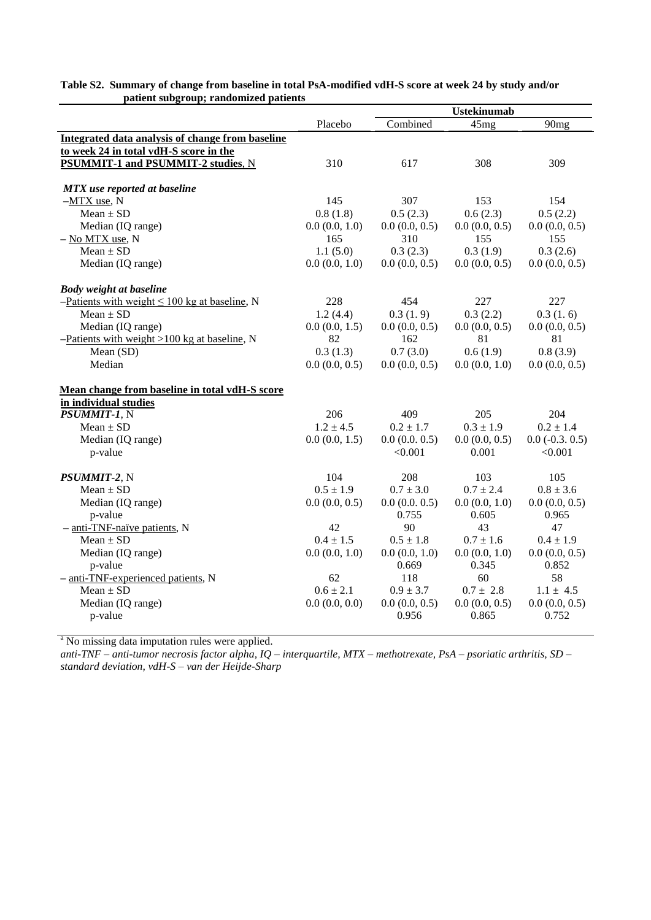**Table S2. Summary of change from baseline in total PsA-modified vdH-S score at week 24 by study and/or patient subgroup; randomized patients**

| | | Ustekinumab | | |
|---|---|---|---|---|
| | Placebo | Combined | 45mg | 90mg |
| **Integrated data analysis of change from baseline to week 24 in total vdH-S score in the PSUMMIT-1 and PSUMMIT-2 studies**, N | 310 | 617 | 308 | 309 |
| ***MTX use reported at baseline*** | | | | |
| –MTX use, N | 145 | 307 | 153 | 154 |
| Mean ± SD | 0.8 (1.8) | 0.5 (2.3) | 0.6 (2.3) | 0.5 (2.2) |
| Median (IQ range) | 0.0 (0.0, 1.0) | 0.0 (0.0, 0.5) | 0.0 (0.0, 0.5) | 0.0 (0.0, 0.5) |
| – No MTX use, N | 165 | 310 | 155 | 155 |
| Mean ± SD | 1.1 (5.0) | 0.3 (2.3) | 0.3 (1.9) | 0.3 (2.6) |
| Median (IQ range) | 0.0 (0.0, 1.0) | 0.0 (0.0, 0.5) | 0.0 (0.0, 0.5) | 0.0 (0.0, 0.5) |
| ***Body weight at baseline*** | | | | |
| –Patients with weight ≤ 100 kg at baseline, N | 228 | 454 | 227 | 227 |
| Mean ± SD | 1.2 (4.4) | 0.3 (1. 9) | 0.3 (2.2) | 0.3 (1. 6) |
| Median (IQ range) | 0.0 (0.0, 1.5) | 0.0 (0.0, 0.5) | 0.0 (0.0, 0.5) | 0.0 (0.0, 0.5) |
| –Patients with weight >100 kg at baseline, N | 82 | 162 | 81 | 81 |
| Mean (SD) | 0.3 (1.3) | 0.7 (3.0) | 0.6 (1.9) | 0.8 (3.9) |
| Median | 0.0 (0.0, 0.5) | 0.0 (0.0, 0.5) | 0.0 (0.0, 1.0) | 0.0 (0.0, 0.5) |
| **Mean change from baseline in total vdH-S score in individual studies** | | | | |
| ***PSUMMIT-1***, N | 206 | 409 | 205 | 204 |
| Mean ± SD | 1.2 ± 4.5 | 0.2 ± 1.7 | 0.3 ± 1.9 | 0.2 ± 1.4 |
| Median (IQ range) | 0.0 (0.0, 1.5) | 0.0 (0.0. 0.5) | 0.0 (0.0, 0.5) | 0.0 (-0.3. 0.5) |
| p-value | | <0.001 | 0.001 | <0.001 |
| ***PSUMMIT-2***, N | 104 | 208 | 103 | 105 |
| Mean ± SD | 0.5 ± 1.9 | 0.7 ± 3.0 | 0.7 ± 2.4 | 0.8 ± 3.6 |
| Median (IQ range) | 0.0 (0.0, 0.5) | 0.0 (0.0. 0.5) | 0.0 (0.0, 1.0) | 0.0 (0.0, 0.5) |
| p-value | | 0.755 | 0.605 | 0.965 |
| – anti-TNF-naïve patients, N | 42 | 90 | 43 | 47 |
| Mean ± SD | 0.4 ± 1.5 | 0.5 ± 1.8 | 0.7 ± 1.6 | 0.4 ± 1.9 |
| Median (IQ range) | 0.0 (0.0, 1.0) | 0.0 (0.0, 1.0) | 0.0 (0.0, 1.0) | 0.0 (0.0, 0.5) |
| p-value | | 0.669 | 0.345 | 0.852 |
| – anti-TNF-experienced patients, N | 62 | 118 | 60 | 58 |
| Mean ± SD | 0.6 ± 2.1 | 0.9 ± 3.7 | 0.7 ± 2.8 | 1.1 ± 4.5 |
| Median (IQ range) | 0.0 (0.0, 0.0) | 0.0 (0.0, 0.5) | 0.0 (0.0, 0.5) | 0.0 (0.0, 0.5) |
| p-value | | 0.956 | 0.865 | 0.752 |

[a] No missing data imputation rules were applied.

*anti-TNF – anti-tumor necrosis factor alpha, IQ – interquartile, MTX – methotrexate, PsA – psoriatic arthritis, SD – standard deviation, vdH-S – van der Heijde-Sharp*